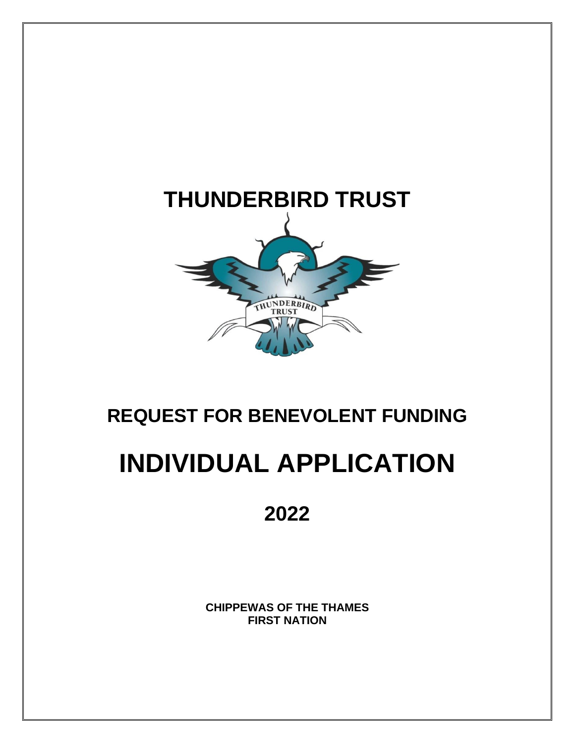# THUNDERBIRD TRUST

## REQUEST FOR BENEVOLENT FUNDING

# INDIVIDUAL APPLICATION

## 2022

**CHIPPEWAS OF THE THAMES FIRST NATION**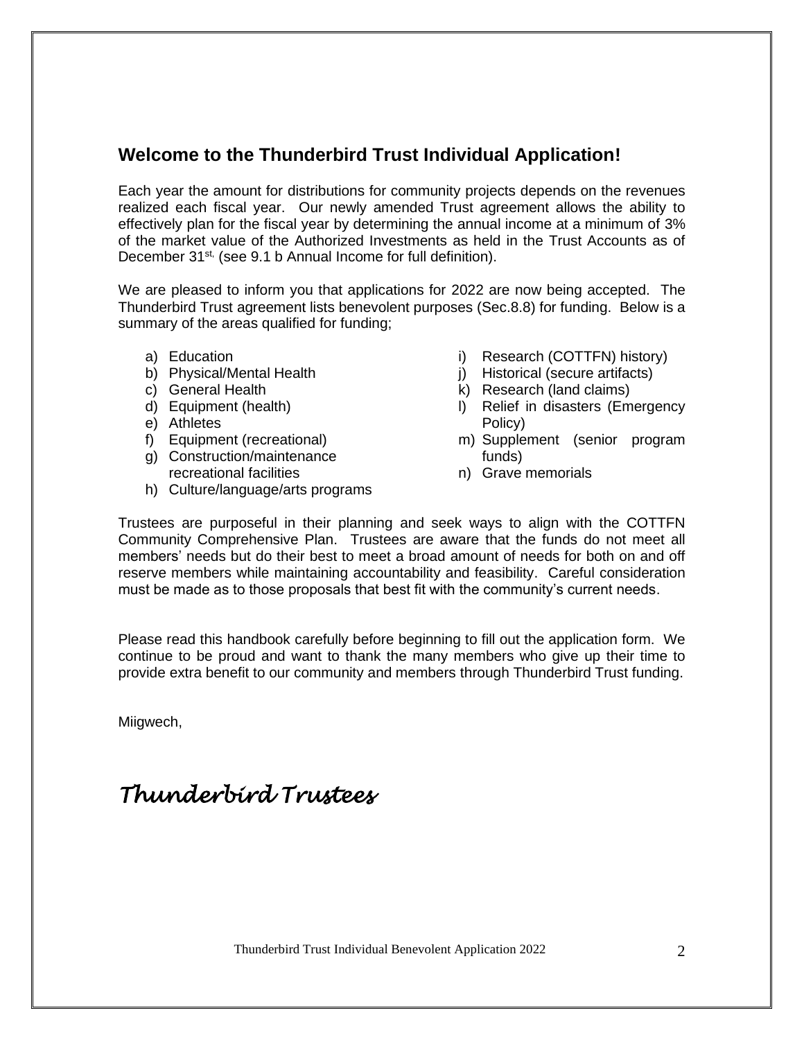## Welcome to the Thunderbird Trust Individual Application!

Each year the amount for distributions for community projects depends on the revenues realized each fiscal year. Our newly amended Trust agreement allows the ability to effectively plan for the fiscal year by determining the annual income at a minimum of 3% of the market value of the Authorized Investments as held in the Trust Accounts as of December 31st, (see 9.1 b Annual Income for full definition).

We are pleased to inform you that applications for 2022 are now being accepted. The Thunderbird Trust agreement lists benevolent purposes (Sec.8.8) for funding. Below is a summary of the areas qualified for funding;

a) Education
b) Physical/Mental Health
c) General Health
d) Equipment (health)
e) Athletes
f) Equipment (recreational)
g) Construction/maintenance recreational facilities
h) Culture/language/arts programs
i) Research (COTTFN) history)
j) Historical (secure artifacts)
k) Research (land claims)
l) Relief in disasters (Emergency Policy)
m) Supplement (senior program funds)
n) Grave memorials

Trustees are purposeful in their planning and seek ways to align with the COTTFN Community Comprehensive Plan. Trustees are aware that the funds do not meet all members' needs but do their best to meet a broad amount of needs for both on and off reserve members while maintaining accountability and feasibility. Careful consideration must be made as to those proposals that best fit with the community's current needs.

Please read this handbook carefully before beginning to fill out the application form. We continue to be proud and want to thank the many members who give up their time to provide extra benefit to our community and members through Thunderbird Trust funding.

Miigwech,

*Thunderbird Trustees*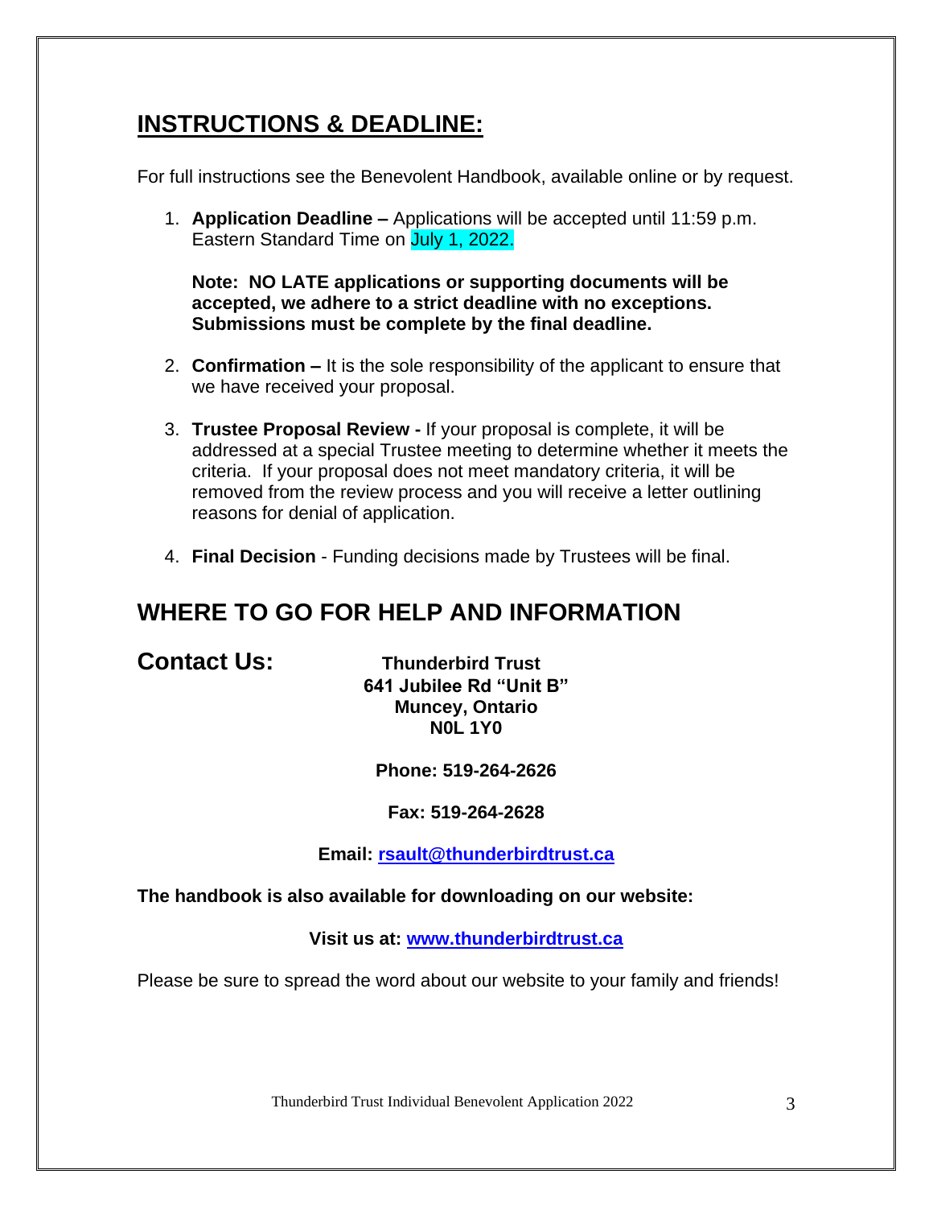## INSTRUCTIONS & DEADLINE:

For full instructions see the Benevolent Handbook, available online or by request.

1. **Application Deadline –** Applications will be accepted until 11:59 p.m. Eastern Standard Time on July 1, 2022.

   **Note: NO LATE applications or supporting documents will be accepted, we adhere to a strict deadline with no exceptions. Submissions must be complete by the final deadline.**

2. **Confirmation –** It is the sole responsibility of the applicant to ensure that we have received your proposal.

3. **Trustee Proposal Review -** If your proposal is complete, it will be addressed at a special Trustee meeting to determine whether it meets the criteria. If your proposal does not meet mandatory criteria, it will be removed from the review process and you will receive a letter outlining reasons for denial of application.

4. **Final Decision** - Funding decisions made by Trustees will be final.

## WHERE TO GO FOR HELP AND INFORMATION

**Contact Us:**

**Thunderbird Trust**
**641 Jubilee Rd "Unit B"**
**Muncey, Ontario**
**N0L 1Y0**

**Phone: 519-264-2626**

**Fax: 519-264-2628**

**Email: rsault@thunderbirdtrust.ca**

**The handbook is also available for downloading on our website:**

**Visit us at: www.thunderbirdtrust.ca**

Please be sure to spread the word about our website to your family and friends!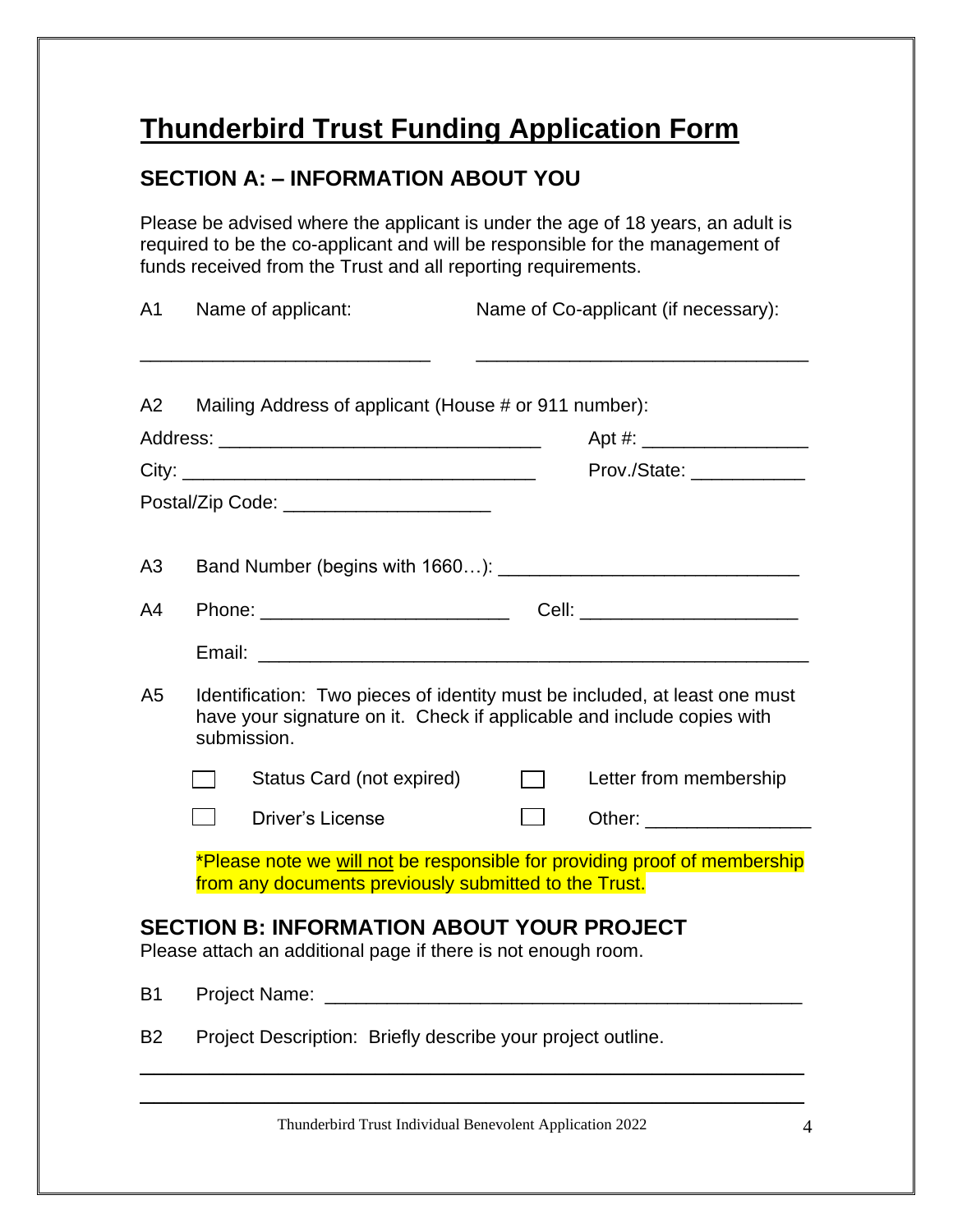# Thunderbird Trust Funding Application Form

## SECTION A: – INFORMATION ABOUT YOU

Please be advised where the applicant is under the age of 18 years, an adult is required to be the co-applicant and will be responsible for the management of funds received from the Trust and all reporting requirements.

A1 Name of applicant: ____________________________ Name of Co-applicant (if necessary): ________________________________

A2 Mailing Address of applicant (House # or 911 number):

Address: ______________________________ Apt #: ________________

City: __________________________________ Prov./State: ___________

Postal/Zip Code: ____________________

A3 Band Number (begins with 1660…): ____________________________

A4 Phone: ________________________ Cell: _____________________

Email: ______________________________________________________

A5 Identification: Two pieces of identity must be included, at least one must have your signature on it. Check if applicable and include copies with submission.

- ☐ Status Card (not expired)
- ☐ Letter from membership
- ☐ Driver's License
- ☐ Other: ________________

*Please note we <u>will not</u> be responsible for providing proof of membership from any documents previously submitted to the Trust.

## SECTION B: INFORMATION ABOUT YOUR PROJECT

Please attach an additional page if there is not enough room.

B1 Project Name: ______________________________________________

B2 Project Description: Briefly describe your project outline.

______________________________________________________________

______________________________________________________________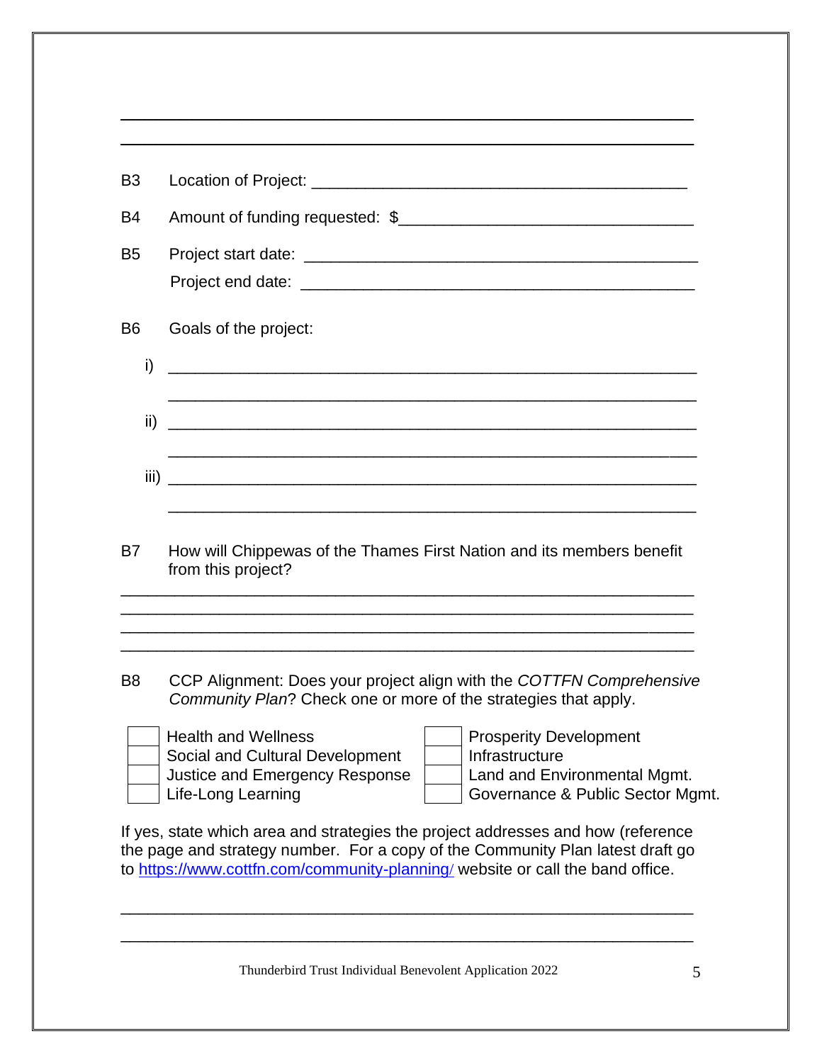\_\_\_\_\_\_\_\_\_\_\_\_\_\_\_\_\_\_\_\_\_\_\_\_\_\_\_\_\_\_\_\_\_\_\_\_\_\_\_\_\_\_\_\_\_\_\_\_\_\_\_\_\_\_\_\_\_\_\_\_

\_\_\_\_\_\_\_\_\_\_\_\_\_\_\_\_\_\_\_\_\_\_\_\_\_\_\_\_\_\_\_\_\_\_\_\_\_\_\_\_\_\_\_\_\_\_\_\_\_\_\_\_\_\_\_\_\_\_\_\_

B3 Location of Project: \_\_\_\_\_\_\_\_\_\_\_\_\_\_\_\_\_\_\_\_\_\_\_\_\_\_\_\_\_\_\_\_\_\_\_\_\_\_\_\_

B4 Amount of funding requested: $\_\_\_\_\_\_\_\_\_\_\_\_\_\_\_\_\_\_\_\_\_\_\_\_\_\_\_\_\_\_\_\_

B5 Project start date: \_\_\_\_\_\_\_\_\_\_\_\_\_\_\_\_\_\_\_\_\_\_\_\_\_\_\_\_\_\_\_\_\_\_\_\_\_\_\_\_\_\_

Project end date: \_\_\_\_\_\_\_\_\_\_\_\_\_\_\_\_\_\_\_\_\_\_\_\_\_\_\_\_\_\_\_\_\_\_\_\_\_\_\_\_\_\_

B6 Goals of the project:

i) \_\_\_\_\_\_\_\_\_\_\_\_\_\_\_\_\_\_\_\_\_\_\_\_\_\_\_\_\_\_\_\_\_\_\_\_\_\_\_\_\_\_\_\_\_\_\_\_\_\_\_\_\_\_\_

\_\_\_\_\_\_\_\_\_\_\_\_\_\_\_\_\_\_\_\_\_\_\_\_\_\_\_\_\_\_\_\_\_\_\_\_\_\_\_\_\_\_\_\_\_\_\_\_\_\_\_\_\_\_\_

ii) \_\_\_\_\_\_\_\_\_\_\_\_\_\_\_\_\_\_\_\_\_\_\_\_\_\_\_\_\_\_\_\_\_\_\_\_\_\_\_\_\_\_\_\_\_\_\_\_\_\_\_\_\_\_\_

\_\_\_\_\_\_\_\_\_\_\_\_\_\_\_\_\_\_\_\_\_\_\_\_\_\_\_\_\_\_\_\_\_\_\_\_\_\_\_\_\_\_\_\_\_\_\_\_\_\_\_\_\_\_\_

iii) \_\_\_\_\_\_\_\_\_\_\_\_\_\_\_\_\_\_\_\_\_\_\_\_\_\_\_\_\_\_\_\_\_\_\_\_\_\_\_\_\_\_\_\_\_\_\_\_\_\_\_\_\_\_\_

\_\_\_\_\_\_\_\_\_\_\_\_\_\_\_\_\_\_\_\_\_\_\_\_\_\_\_\_\_\_\_\_\_\_\_\_\_\_\_\_\_\_\_\_\_\_\_\_\_\_\_\_\_\_\_

B7 How will Chippewas of the Thames First Nation and its members benefit from this project?

\_\_\_\_\_\_\_\_\_\_\_\_\_\_\_\_\_\_\_\_\_\_\_\_\_\_\_\_\_\_\_\_\_\_\_\_\_\_\_\_\_\_\_\_\_\_\_\_\_\_\_\_\_\_\_\_\_\_\_\_

\_\_\_\_\_\_\_\_\_\_\_\_\_\_\_\_\_\_\_\_\_\_\_\_\_\_\_\_\_\_\_\_\_\_\_\_\_\_\_\_\_\_\_\_\_\_\_\_\_\_\_\_\_\_\_\_\_\_\_\_

\_\_\_\_\_\_\_\_\_\_\_\_\_\_\_\_\_\_\_\_\_\_\_\_\_\_\_\_\_\_\_\_\_\_\_\_\_\_\_\_\_\_\_\_\_\_\_\_\_\_\_\_\_\_\_\_\_\_\_\_

\_\_\_\_\_\_\_\_\_\_\_\_\_\_\_\_\_\_\_\_\_\_\_\_\_\_\_\_\_\_\_\_\_\_\_\_\_\_\_\_\_\_\_\_\_\_\_\_\_\_\_\_\_\_\_\_\_\_\_\_

B8 CCP Alignment: Does your project align with the *COTTFN Comprehensive Community Plan*? Check one or more of the strategies that apply.

| | | | |
|---|---|---|---|
| ☐ | Health and Wellness | ☐ | Prosperity Development |
| ☐ | Social and Cultural Development | ☐ | Infrastructure |
| ☐ | Justice and Emergency Response | ☐ | Land and Environmental Mgmt. |
| ☐ | Life-Long Learning | ☐ | Governance & Public Sector Mgmt. |

If yes, state which area and strategies the project addresses and how (reference the page and strategy number. For a copy of the Community Plan latest draft go to https://www.cottfn.com/community-planning/ website or call the band office.

\_\_\_\_\_\_\_\_\_\_\_\_\_\_\_\_\_\_\_\_\_\_\_\_\_\_\_\_\_\_\_\_\_\_\_\_\_\_\_\_\_\_\_\_\_\_\_\_\_\_\_\_\_\_\_\_\_\_\_\_

\_\_\_\_\_\_\_\_\_\_\_\_\_\_\_\_\_\_\_\_\_\_\_\_\_\_\_\_\_\_\_\_\_\_\_\_\_\_\_\_\_\_\_\_\_\_\_\_\_\_\_\_\_\_\_\_\_\_\_\_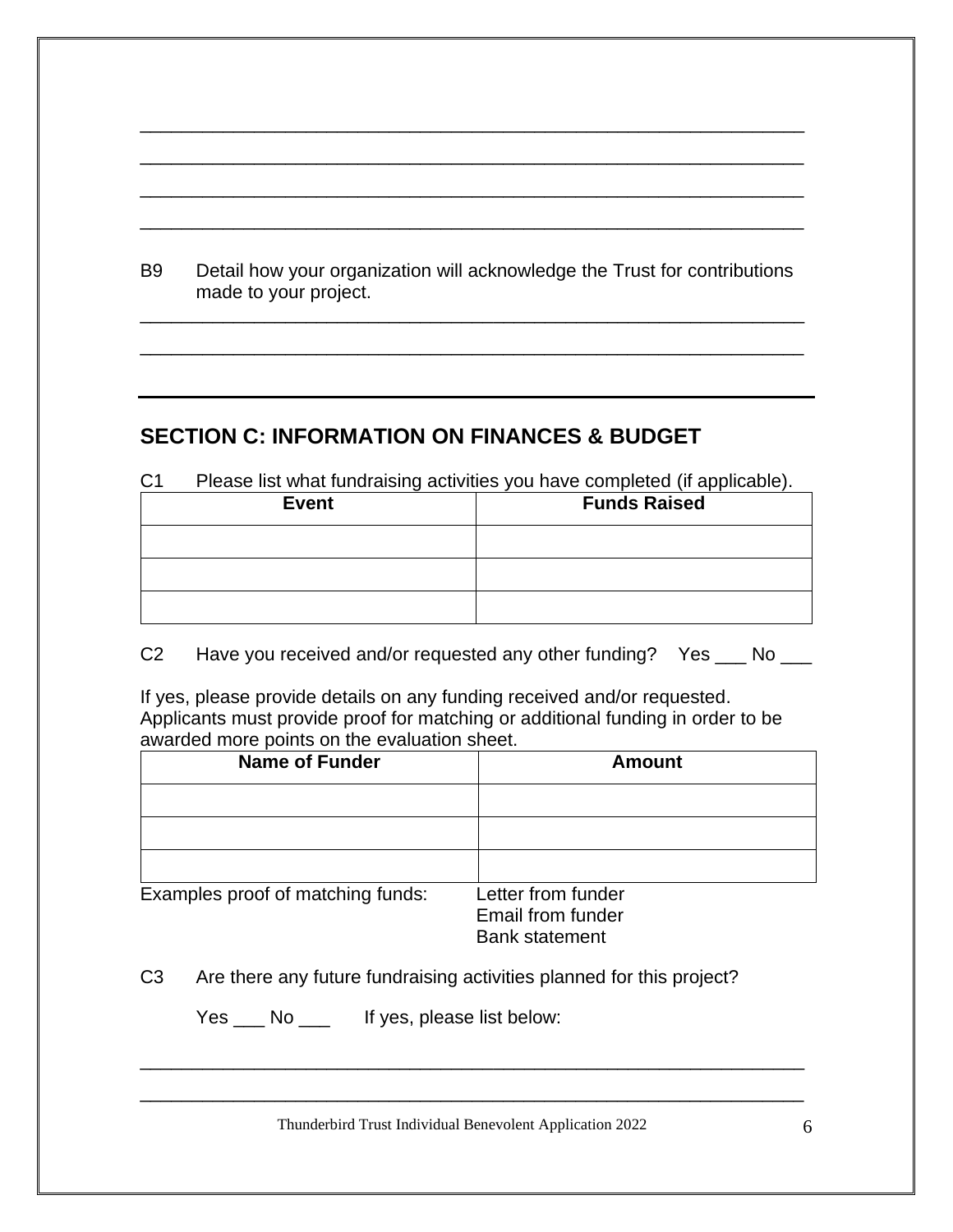\_\_\_\_\_\_\_\_\_\_\_\_\_\_\_\_\_\_\_\_\_\_\_\_\_\_\_\_\_\_\_\_\_\_\_\_\_\_\_\_\_\_\_\_\_\_\_\_\_\_\_\_\_\_\_\_\_\_\_\_\_\_\_\_

\_\_\_\_\_\_\_\_\_\_\_\_\_\_\_\_\_\_\_\_\_\_\_\_\_\_\_\_\_\_\_\_\_\_\_\_\_\_\_\_\_\_\_\_\_\_\_\_\_\_\_\_\_\_\_\_\_\_\_\_\_\_\_\_

\_\_\_\_\_\_\_\_\_\_\_\_\_\_\_\_\_\_\_\_\_\_\_\_\_\_\_\_\_\_\_\_\_\_\_\_\_\_\_\_\_\_\_\_\_\_\_\_\_\_\_\_\_\_\_\_\_\_\_\_\_\_\_\_

\_\_\_\_\_\_\_\_\_\_\_\_\_\_\_\_\_\_\_\_\_\_\_\_\_\_\_\_\_\_\_\_\_\_\_\_\_\_\_\_\_\_\_\_\_\_\_\_\_\_\_\_\_\_\_\_\_\_\_\_\_\_\_\_

B9 Detail how your organization will acknowledge the Trust for contributions made to your project.

\_\_\_\_\_\_\_\_\_\_\_\_\_\_\_\_\_\_\_\_\_\_\_\_\_\_\_\_\_\_\_\_\_\_\_\_\_\_\_\_\_\_\_\_\_\_\_\_\_\_\_\_\_\_\_\_\_\_\_\_\_\_\_\_

\_\_\_\_\_\_\_\_\_\_\_\_\_\_\_\_\_\_\_\_\_\_\_\_\_\_\_\_\_\_\_\_\_\_\_\_\_\_\_\_\_\_\_\_\_\_\_\_\_\_\_\_\_\_\_\_\_\_\_\_\_\_\_\_

## SECTION C: INFORMATION ON FINANCES & BUDGET

C1 Please list what fundraising activities you have completed (if applicable).

| Event | Funds Raised |
|---|---|
| | |
| | |
| | |

C2 Have you received and/or requested any other funding? Yes \_\_\_ No \_\_\_

If yes, please provide details on any funding received and/or requested. Applicants must provide proof for matching or additional funding in order to be awarded more points on the evaluation sheet.

| Name of Funder | Amount |
|---|---|
| | |
| | |
| | |

Examples proof of matching funds:
- Letter from funder
- Email from funder
- Bank statement

C3 Are there any future fundraising activities planned for this project?

Yes \_\_\_ No \_\_\_ If yes, please list below:

\_\_\_\_\_\_\_\_\_\_\_\_\_\_\_\_\_\_\_\_\_\_\_\_\_\_\_\_\_\_\_\_\_\_\_\_\_\_\_\_\_\_\_\_\_\_\_\_\_\_\_\_\_\_\_\_\_\_\_\_\_\_\_\_

\_\_\_\_\_\_\_\_\_\_\_\_\_\_\_\_\_\_\_\_\_\_\_\_\_\_\_\_\_\_\_\_\_\_\_\_\_\_\_\_\_\_\_\_\_\_\_\_\_\_\_\_\_\_\_\_\_\_\_\_\_\_\_\_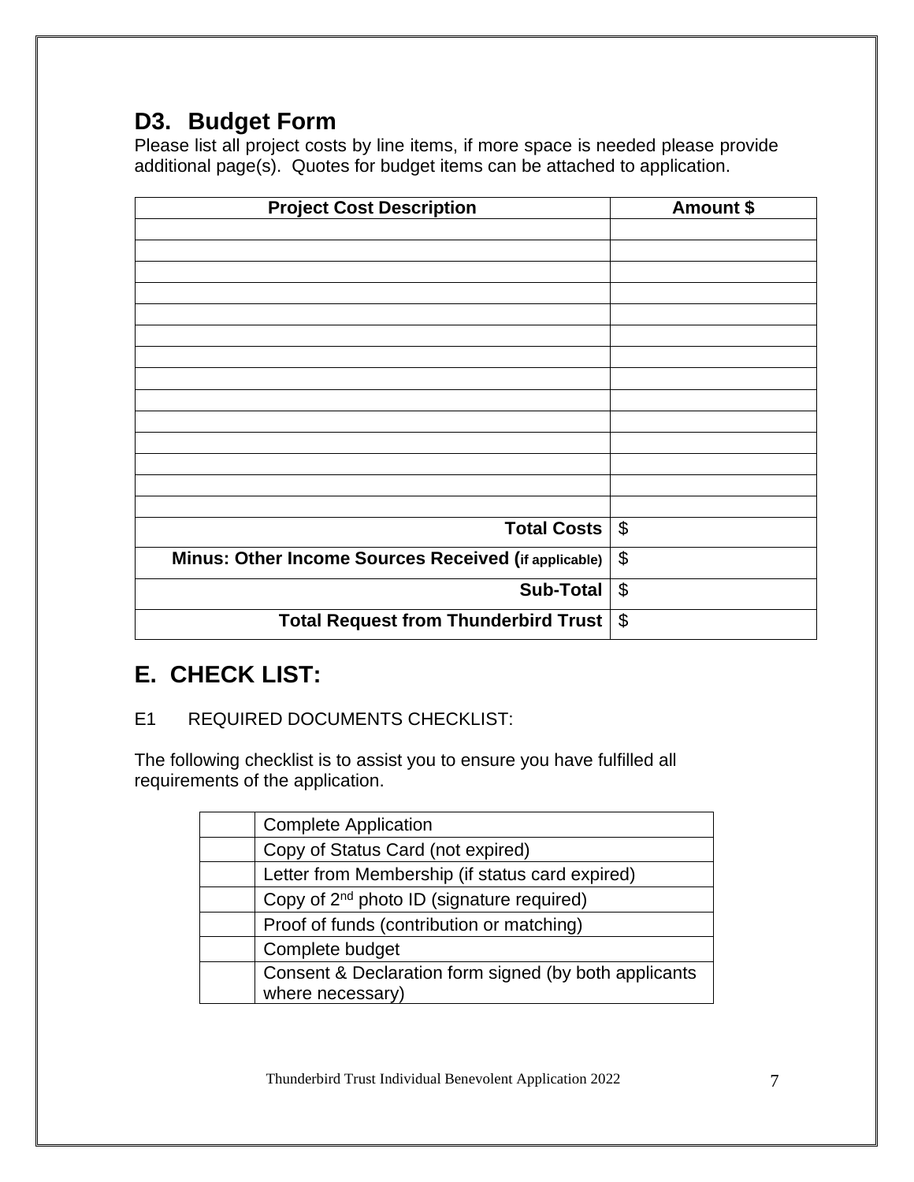## D3. Budget Form

Please list all project costs by line items, if more space is needed please provide additional page(s). Quotes for budget items can be attached to application.

| Project Cost Description | Amount $ |
|---|---|
| | |
| | |
| | |
| | |
| | |
| | |
| | |
| | |
| | |
| | |
| | |
| | |
| | |
| | |
| **Total Costs** | $ |
| **Minus: Other Income Sources Received (if applicable)** | $ |
| **Sub-Total** | $ |
| **Total Request from Thunderbird Trust** | $ |

## E. CHECK LIST:

E1 REQUIRED DOCUMENTS CHECKLIST:

The following checklist is to assist you to ensure you have fulfilled all requirements of the application.

| | |
|---|---|
| | Complete Application |
| | Copy of Status Card (not expired) |
| | Letter from Membership (if status card expired) |
| | Copy of 2nd photo ID (signature required) |
| | Proof of funds (contribution or matching) |
| | Complete budget |
| | Consent & Declaration form signed (by both applicants where necessary) |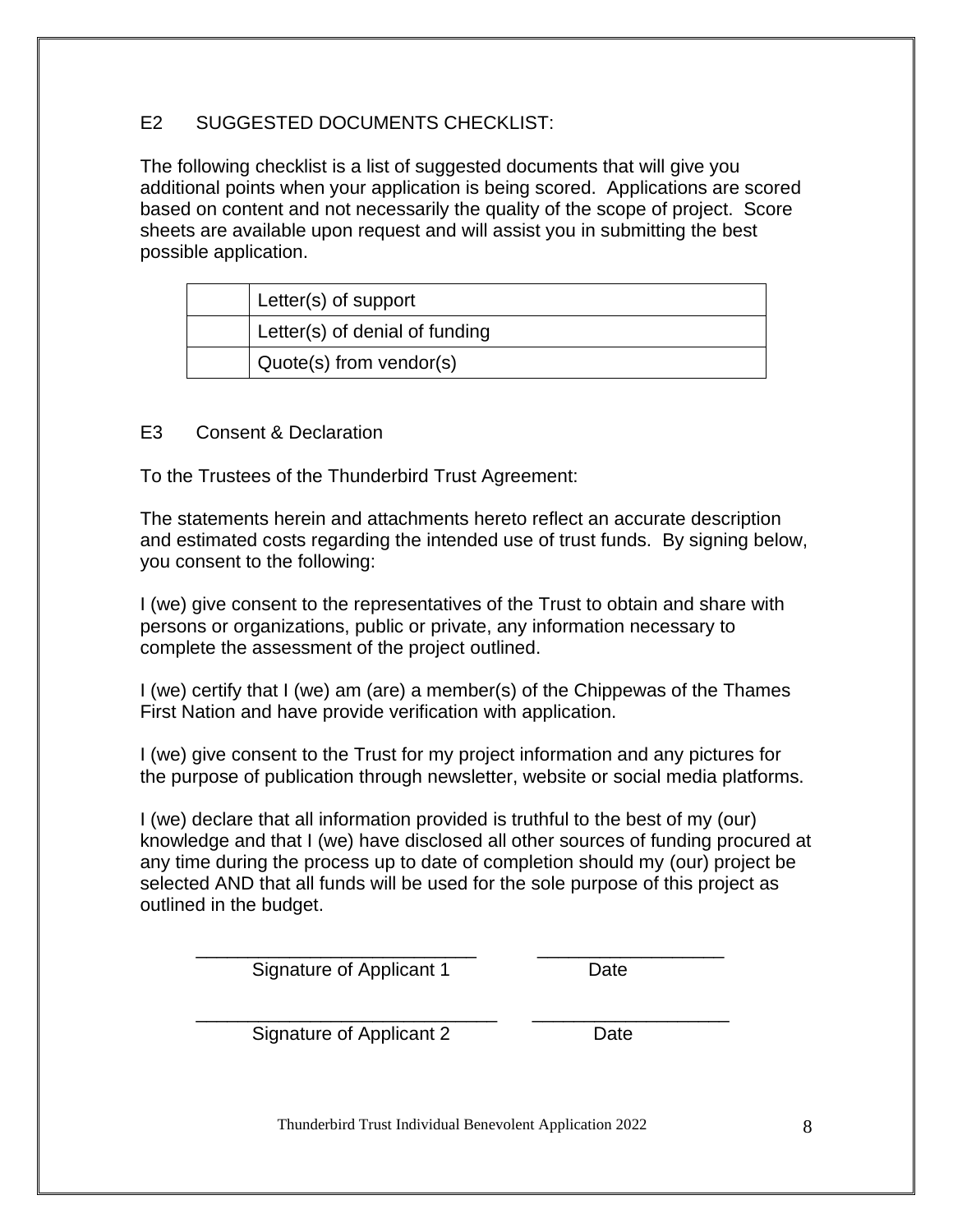## E2 SUGGESTED DOCUMENTS CHECKLIST:

The following checklist is a list of suggested documents that will give you additional points when your application is being scored. Applications are scored based on content and not necessarily the quality of the scope of project. Score sheets are available upon request and will assist you in submitting the best possible application.

| | |
|---|---|
| | Letter(s) of support |
| | Letter(s) of denial of funding |
| | Quote(s) from vendor(s) |

## E3 Consent & Declaration

To the Trustees of the Thunderbird Trust Agreement:

The statements herein and attachments hereto reflect an accurate description and estimated costs regarding the intended use of trust funds. By signing below, you consent to the following:

I (we) give consent to the representatives of the Trust to obtain and share with persons or organizations, public or private, any information necessary to complete the assessment of the project outlined.

I (we) certify that I (we) am (are) a member(s) of the Chippewas of the Thames First Nation and have provide verification with application.

I (we) give consent to the Trust for my project information and any pictures for the purpose of publication through newsletter, website or social media platforms.

I (we) declare that all information provided is truthful to the best of my (our) knowledge and that I (we) have disclosed all other sources of funding procured at any time during the process up to date of completion should my (our) project be selected AND that all funds will be used for the sole purpose of this project as outlined in the budget.

\_\_\_\_\_\_\_\_\_\_\_\_\_\_\_\_\_\_\_\_\_\_\_\_\_\_\_\_ \_\_\_\_\_\_\_\_\_\_\_\_\_\_\_\_\_\_
Signature of Applicant 1 Date

\_\_\_\_\_\_\_\_\_\_\_\_\_\_\_\_\_\_\_\_\_\_\_\_\_\_\_\_ \_\_\_\_\_\_\_\_\_\_\_\_\_\_\_\_\_\_
Signature of Applicant 2 Date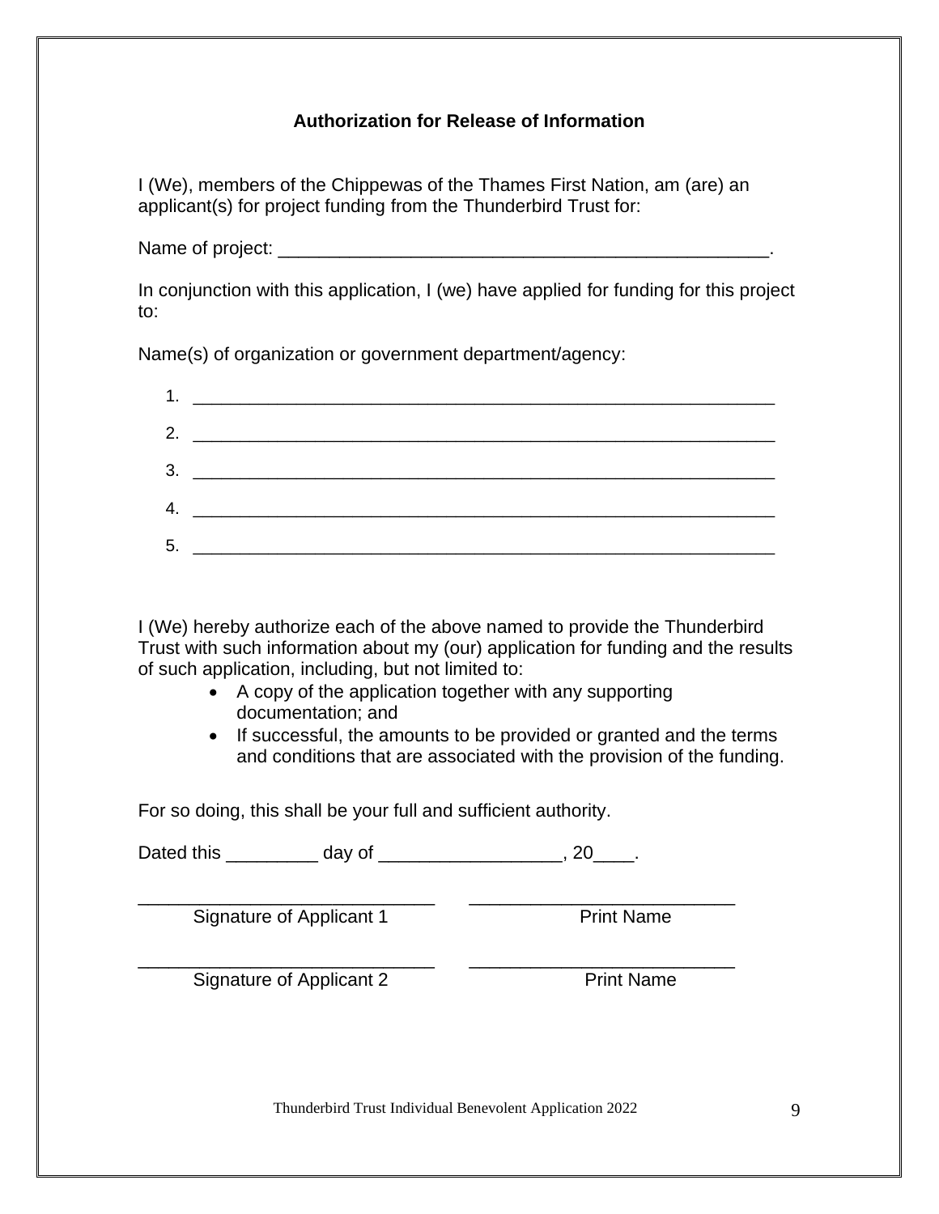## Authorization for Release of Information

I (We), members of the Chippewas of the Thames First Nation, am (are) an applicant(s) for project funding from the Thunderbird Trust for:

Name of project: ________________________________________________.

In conjunction with this application, I (we) have applied for funding for this project to:

Name(s) of organization or government department/agency:

1. ____________________________________________________________
2. ____________________________________________________________
3. ____________________________________________________________
4. ____________________________________________________________
5. ____________________________________________________________

I (We) hereby authorize each of the above named to provide the Thunderbird Trust with such information about my (our) application for funding and the results of such application, including, but not limited to:

- A copy of the application together with any supporting documentation; and
- If successful, the amounts to be provided or granted and the terms and conditions that are associated with the provision of the funding.

For so doing, this shall be your full and sufficient authority.

Dated this _________ day of _________________, 20____.

_____________________________ _________________________
Signature of Applicant 1 Print Name

_____________________________ _________________________
Signature of Applicant 2 Print Name

Thunderbird Trust Individual Benevolent Application 2022